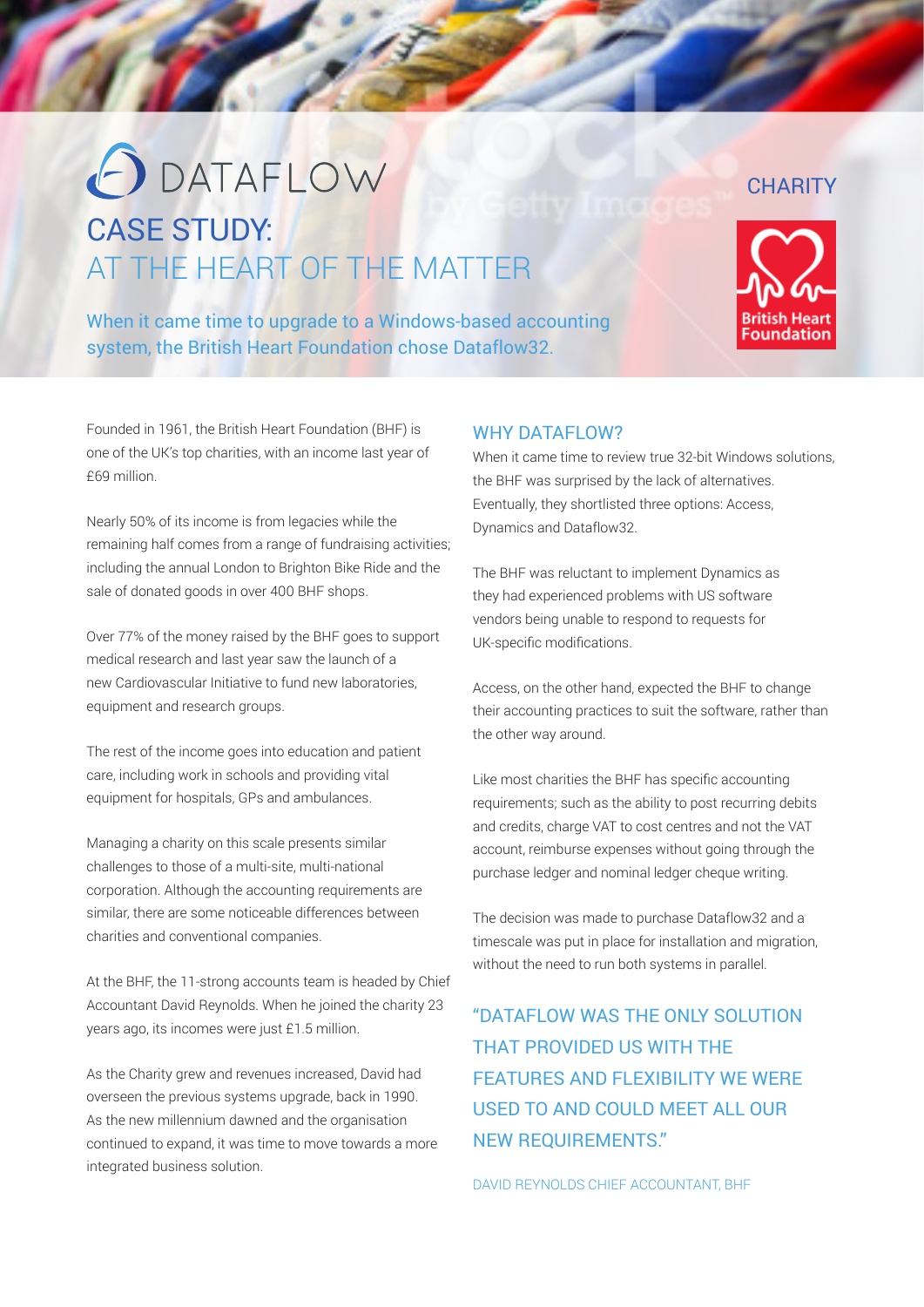DATAFLOW

CHARITY

# CASE STUDY:
# AT THE HEART OF THE MATTER

When it came time to upgrade to a Windows-based accounting system, the British Heart Foundation chose Dataflow32.

British Heart Foundation

Founded in 1961, the British Heart Foundation (BHF) is one of the UK's top charities, with an income last year of £69 million.

Nearly 50% of its income is from legacies while the remaining half comes from a range of fundraising activities; including the annual London to Brighton Bike Ride and the sale of donated goods in over 400 BHF shops.

Over 77% of the money raised by the BHF goes to support medical research and last year saw the launch of a new Cardiovascular Initiative to fund new laboratories, equipment and research groups.

The rest of the income goes into education and patient care, including work in schools and providing vital equipment for hospitals, GPs and ambulances.

Managing a charity on this scale presents similar challenges to those of a multi-site, multi-national corporation. Although the accounting requirements are similar, there are some noticeable differences between charities and conventional companies.

At the BHF, the 11-strong accounts team is headed by Chief Accountant David Reynolds. When he joined the charity 23 years ago, its incomes were just £1.5 million.

As the Charity grew and revenues increased, David had overseen the previous systems upgrade, back in 1990. As the new millennium dawned and the organisation continued to expand, it was time to move towards a more integrated business solution.

## WHY DATAFLOW?

When it came time to review true 32-bit Windows solutions, the BHF was surprised by the lack of alternatives. Eventually, they shortlisted three options: Access, Dynamics and Dataflow32.

The BHF was reluctant to implement Dynamics as they had experienced problems with US software vendors being unable to respond to requests for UK-specific modifications.

Access, on the other hand, expected the BHF to change their accounting practices to suit the software, rather than the other way around.

Like most charities the BHF has specific accounting requirements; such as the ability to post recurring debits and credits, charge VAT to cost centres and not the VAT account, reimburse expenses without going through the purchase ledger and nominal ledger cheque writing.

The decision was made to purchase Dataflow32 and a timescale was put in place for installation and migration, without the need to run both systems in parallel.

> "DATAFLOW WAS THE ONLY SOLUTION THAT PROVIDED US WITH THE FEATURES AND FLEXIBILITY WE WERE USED TO AND COULD MEET ALL OUR NEW REQUIREMENTS."
>
> DAVID REYNOLDS CHIEF ACCOUNTANT, BHF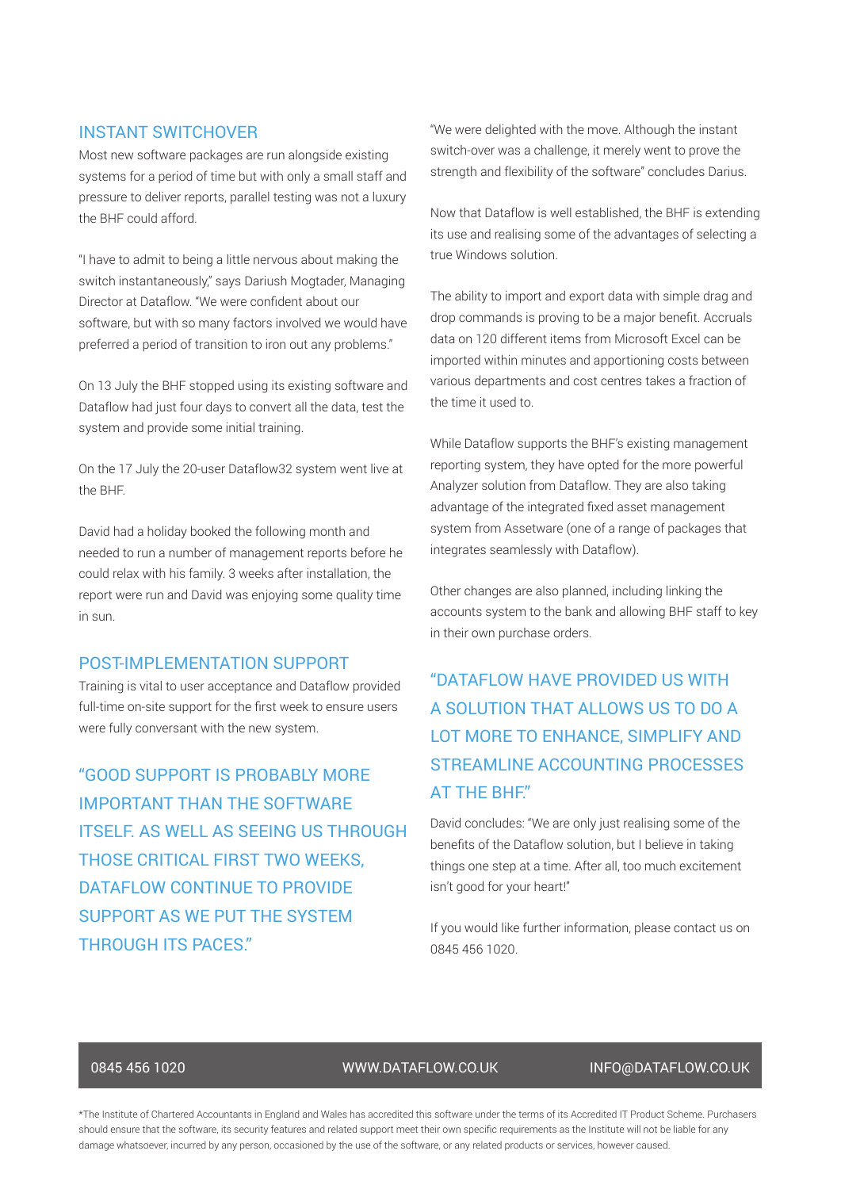## INSTANT SWITCHOVER

Most new software packages are run alongside existing systems for a period of time but with only a small staff and pressure to deliver reports, parallel testing was not a luxury the BHF could afford.

"I have to admit to being a little nervous about making the switch instantaneously," says Dariush Mogtader, Managing Director at Dataflow. "We were confident about our software, but with so many factors involved we would have preferred a period of transition to iron out any problems."

On 13 July the BHF stopped using its existing software and Dataflow had just four days to convert all the data, test the system and provide some initial training.

On the 17 July the 20-user Dataflow32 system went live at the BHF.

David had a holiday booked the following month and needed to run a number of management reports before he could relax with his family. 3 weeks after installation, the report were run and David was enjoying some quality time in sun.

## POST-IMPLEMENTATION SUPPORT

Training is vital to user acceptance and Dataflow provided full-time on-site support for the first week to ensure users were fully conversant with the new system.

> "GOOD SUPPORT IS PROBABLY MORE IMPORTANT THAN THE SOFTWARE ITSELF. AS WELL AS SEEING US THROUGH THOSE CRITICAL FIRST TWO WEEKS, DATAFLOW CONTINUE TO PROVIDE SUPPORT AS WE PUT THE SYSTEM THROUGH ITS PACES."

"We were delighted with the move. Although the instant switch-over was a challenge, it merely went to prove the strength and flexibility of the software" concludes Darius.

Now that Dataflow is well established, the BHF is extending its use and realising some of the advantages of selecting a true Windows solution.

The ability to import and export data with simple drag and drop commands is proving to be a major benefit. Accruals data on 120 different items from Microsoft Excel can be imported within minutes and apportioning costs between various departments and cost centres takes a fraction of the time it used to.

While Dataflow supports the BHF's existing management reporting system, they have opted for the more powerful Analyzer solution from Dataflow. They are also taking advantage of the integrated fixed asset management system from Assetware (one of a range of packages that integrates seamlessly with Dataflow).

Other changes are also planned, including linking the accounts system to the bank and allowing BHF staff to key in their own purchase orders.

> "DATAFLOW HAVE PROVIDED US WITH A SOLUTION THAT ALLOWS US TO DO A LOT MORE TO ENHANCE, SIMPLIFY AND STREAMLINE ACCOUNTING PROCESSES AT THE BHF."

David concludes: "We are only just realising some of the benefits of the Dataflow solution, but I believe in taking things one step at a time. After all, too much excitement isn't good for your heart!"

If you would like further information, please contact us on 0845 456 1020.

0845 456 1020 | WWW.DATAFLOW.CO.UK | INFO@DATAFLOW.CO.UK

*The Institute of Chartered Accountants in England and Wales has accredited this software under the terms of its Accredited IT Product Scheme. Purchasers should ensure that the software, its security features and related support meet their own specific requirements as the Institute will not be liable for any damage whatsoever, incurred by any person, occasioned by the use of the software, or any related products or services, however caused.